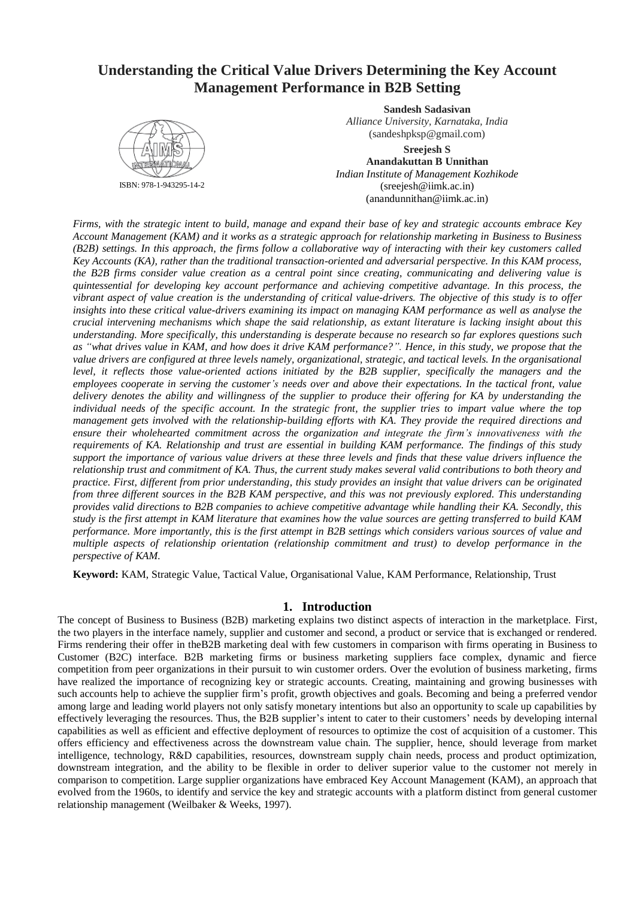# Understanding the Critical Value Drivers Determining the Key Account Management Performance in B2B Setting

ISBN: 978-1-943295-14-2

**Sandesh Sadasivan**
*Alliance University, Karnataka, India*
(sandeshpksp@gmail.com)

**Sreejesh S**
**Anandakuttan B Unnithan**
*Indian Institute of Management Kozhikode*
(sreejesh@iimk.ac.in)
(anandunnithan@iimk.ac.in)

*Firms, with the strategic intent to build, manage and expand their base of key and strategic accounts embrace Key Account Management (KAM) and it works as a strategic approach for relationship marketing in Business to Business (B2B) settings. In this approach, the firms follow a collaborative way of interacting with their key customers called Key Accounts (KA), rather than the traditional transaction-oriented and adversarial perspective. In this KAM process, the B2B firms consider value creation as a central point since creating, communicating and delivering value is quintessential for developing key account performance and achieving competitive advantage. In this process, the vibrant aspect of value creation is the understanding of critical value-drivers. The objective of this study is to offer insights into these critical value-drivers examining its impact on managing KAM performance as well as analyse the crucial intervening mechanisms which shape the said relationship, as extant literature is lacking insight about this understanding. More specifically, this understanding is desperate because no research so far explores questions such as "what drives value in KAM, and how does it drive KAM performance?". Hence, in this study, we propose that the value drivers are configured at three levels namely, organizational, strategic, and tactical levels. In the organisational level, it reflects those value-oriented actions initiated by the B2B supplier, specifically the managers and the employees cooperate in serving the customer's needs over and above their expectations. In the tactical front, value delivery denotes the ability and willingness of the supplier to produce their offering for KA by understanding the individual needs of the specific account. In the strategic front, the supplier tries to impart value where the top management gets involved with the relationship-building efforts with KA. They provide the required directions and ensure their wholehearted commitment across the organization and integrate the firm's innovativeness with the requirements of KA. Relationship and trust are essential in building KAM performance. The findings of this study support the importance of various value drivers at these three levels and finds that these value drivers influence the relationship trust and commitment of KA. Thus, the current study makes several valid contributions to both theory and practice. First, different from prior understanding, this study provides an insight that value drivers can be originated from three different sources in the B2B KAM perspective, and this was not previously explored. This understanding provides valid directions to B2B companies to achieve competitive advantage while handling their KA. Secondly, this study is the first attempt in KAM literature that examines how the value sources are getting transferred to build KAM performance. More importantly, this is the first attempt in B2B settings which considers various sources of value and multiple aspects of relationship orientation (relationship commitment and trust) to develop performance in the perspective of KAM.*

**Keyword:** KAM, Strategic Value, Tactical Value, Organisational Value, KAM Performance, Relationship, Trust

## 1. Introduction

The concept of Business to Business (B2B) marketing explains two distinct aspects of interaction in the marketplace. First, the two players in the interface namely, supplier and customer and second, a product or service that is exchanged or rendered. Firms rendering their offer in theB2B marketing deal with few customers in comparison with firms operating in Business to Customer (B2C) interface. B2B marketing firms or business marketing suppliers face complex, dynamic and fierce competition from peer organizations in their pursuit to win customer orders. Over the evolution of business marketing, firms have realized the importance of recognizing key or strategic accounts. Creating, maintaining and growing businesses with such accounts help to achieve the supplier firm's profit, growth objectives and goals. Becoming and being a preferred vendor among large and leading world players not only satisfy monetary intentions but also an opportunity to scale up capabilities by effectively leveraging the resources. Thus, the B2B supplier's intent to cater to their customers' needs by developing internal capabilities as well as efficient and effective deployment of resources to optimize the cost of acquisition of a customer. This offers efficiency and effectiveness across the downstream value chain. The supplier, hence, should leverage from market intelligence, technology, R&D capabilities, resources, downstream supply chain needs, process and product optimization, downstream integration, and the ability to be flexible in order to deliver superior value to the customer not merely in comparison to competition. Large supplier organizations have embraced Key Account Management (KAM), an approach that evolved from the 1960s, to identify and service the key and strategic accounts with a platform distinct from general customer relationship management (Weilbaker & Weeks, 1997).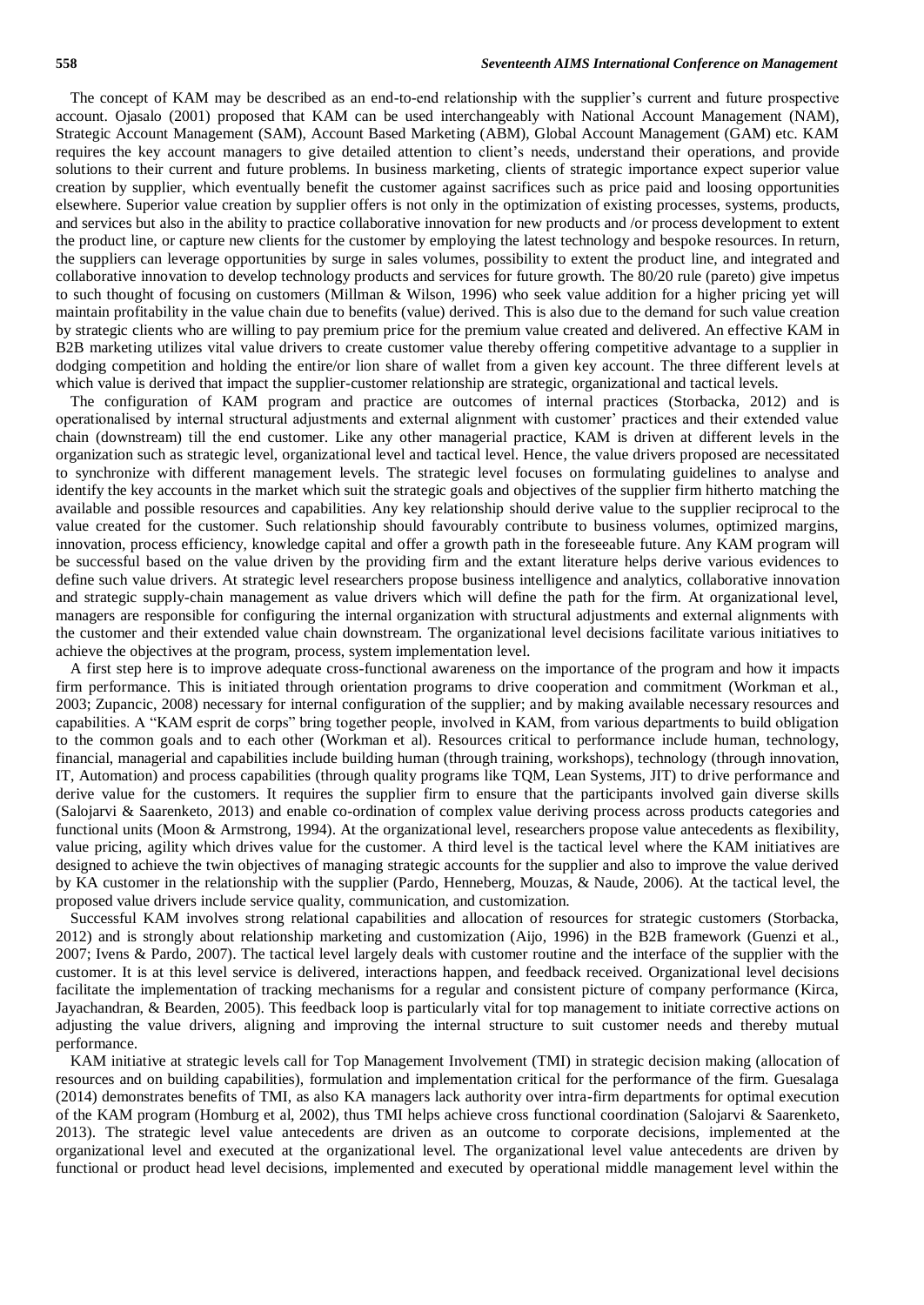The concept of KAM may be described as an end-to-end relationship with the supplier's current and future prospective account. Ojasalo (2001) proposed that KAM can be used interchangeably with National Account Management (NAM), Strategic Account Management (SAM), Account Based Marketing (ABM), Global Account Management (GAM) etc. KAM requires the key account managers to give detailed attention to client's needs, understand their operations, and provide solutions to their current and future problems. In business marketing, clients of strategic importance expect superior value creation by supplier, which eventually benefit the customer against sacrifices such as price paid and loosing opportunities elsewhere. Superior value creation by supplier offers is not only in the optimization of existing processes, systems, products, and services but also in the ability to practice collaborative innovation for new products and /or process development to extent the product line, or capture new clients for the customer by employing the latest technology and bespoke resources. In return, the suppliers can leverage opportunities by surge in sales volumes, possibility to extent the product line, and integrated and collaborative innovation to develop technology products and services for future growth. The 80/20 rule (pareto) give impetus to such thought of focusing on customers (Millman & Wilson, 1996) who seek value addition for a higher pricing yet will maintain profitability in the value chain due to benefits (value) derived. This is also due to the demand for such value creation by strategic clients who are willing to pay premium price for the premium value created and delivered. An effective KAM in B2B marketing utilizes vital value drivers to create customer value thereby offering competitive advantage to a supplier in dodging competition and holding the entire/or lion share of wallet from a given key account. The three different levels at which value is derived that impact the supplier-customer relationship are strategic, organizational and tactical levels.

The configuration of KAM program and practice are outcomes of internal practices (Storbacka, 2012) and is operationalised by internal structural adjustments and external alignment with customer' practices and their extended value chain (downstream) till the end customer. Like any other managerial practice, KAM is driven at different levels in the organization such as strategic level, organizational level and tactical level. Hence, the value drivers proposed are necessitated to synchronize with different management levels. The strategic level focuses on formulating guidelines to analyse and identify the key accounts in the market which suit the strategic goals and objectives of the supplier firm hitherto matching the available and possible resources and capabilities. Any key relationship should derive value to the supplier reciprocal to the value created for the customer. Such relationship should favourably contribute to business volumes, optimized margins, innovation, process efficiency, knowledge capital and offer a growth path in the foreseeable future. Any KAM program will be successful based on the value driven by the providing firm and the extant literature helps derive various evidences to define such value drivers. At strategic level researchers propose business intelligence and analytics, collaborative innovation and strategic supply-chain management as value drivers which will define the path for the firm. At organizational level, managers are responsible for configuring the internal organization with structural adjustments and external alignments with the customer and their extended value chain downstream. The organizational level decisions facilitate various initiatives to achieve the objectives at the program, process, system implementation level.

A first step here is to improve adequate cross-functional awareness on the importance of the program and how it impacts firm performance. This is initiated through orientation programs to drive cooperation and commitment (Workman et al., 2003; Zupancic, 2008) necessary for internal configuration of the supplier; and by making available necessary resources and capabilities. A "KAM esprit de corps" bring together people, involved in KAM, from various departments to build obligation to the common goals and to each other (Workman et al). Resources critical to performance include human, technology, financial, managerial and capabilities include building human (through training, workshops), technology (through innovation, IT, Automation) and process capabilities (through quality programs like TQM, Lean Systems, JIT) to drive performance and derive value for the customers. It requires the supplier firm to ensure that the participants involved gain diverse skills (Salojarvi & Saarenketo, 2013) and enable co-ordination of complex value deriving process across products categories and functional units (Moon & Armstrong, 1994). At the organizational level, researchers propose value antecedents as flexibility, value pricing, agility which drives value for the customer. A third level is the tactical level where the KAM initiatives are designed to achieve the twin objectives of managing strategic accounts for the supplier and also to improve the value derived by KA customer in the relationship with the supplier (Pardo, Henneberg, Mouzas, & Naude, 2006). At the tactical level, the proposed value drivers include service quality, communication, and customization.

Successful KAM involves strong relational capabilities and allocation of resources for strategic customers (Storbacka, 2012) and is strongly about relationship marketing and customization (Aijo, 1996) in the B2B framework (Guenzi et al., 2007; Ivens & Pardo, 2007). The tactical level largely deals with customer routine and the interface of the supplier with the customer. It is at this level service is delivered, interactions happen, and feedback received. Organizational level decisions facilitate the implementation of tracking mechanisms for a regular and consistent picture of company performance (Kirca, Jayachandran, & Bearden, 2005). This feedback loop is particularly vital for top management to initiate corrective actions on adjusting the value drivers, aligning and improving the internal structure to suit customer needs and thereby mutual performance.

KAM initiative at strategic levels call for Top Management Involvement (TMI) in strategic decision making (allocation of resources and on building capabilities), formulation and implementation critical for the performance of the firm. Guesalaga (2014) demonstrates benefits of TMI, as also KA managers lack authority over intra-firm departments for optimal execution of the KAM program (Homburg et al, 2002), thus TMI helps achieve cross functional coordination (Salojarvi & Saarenketo, 2013). The strategic level value antecedents are driven as an outcome to corporate decisions, implemented at the organizational level and executed at the organizational level. The organizational level value antecedents are driven by functional or product head level decisions, implemented and executed by operational middle management level within the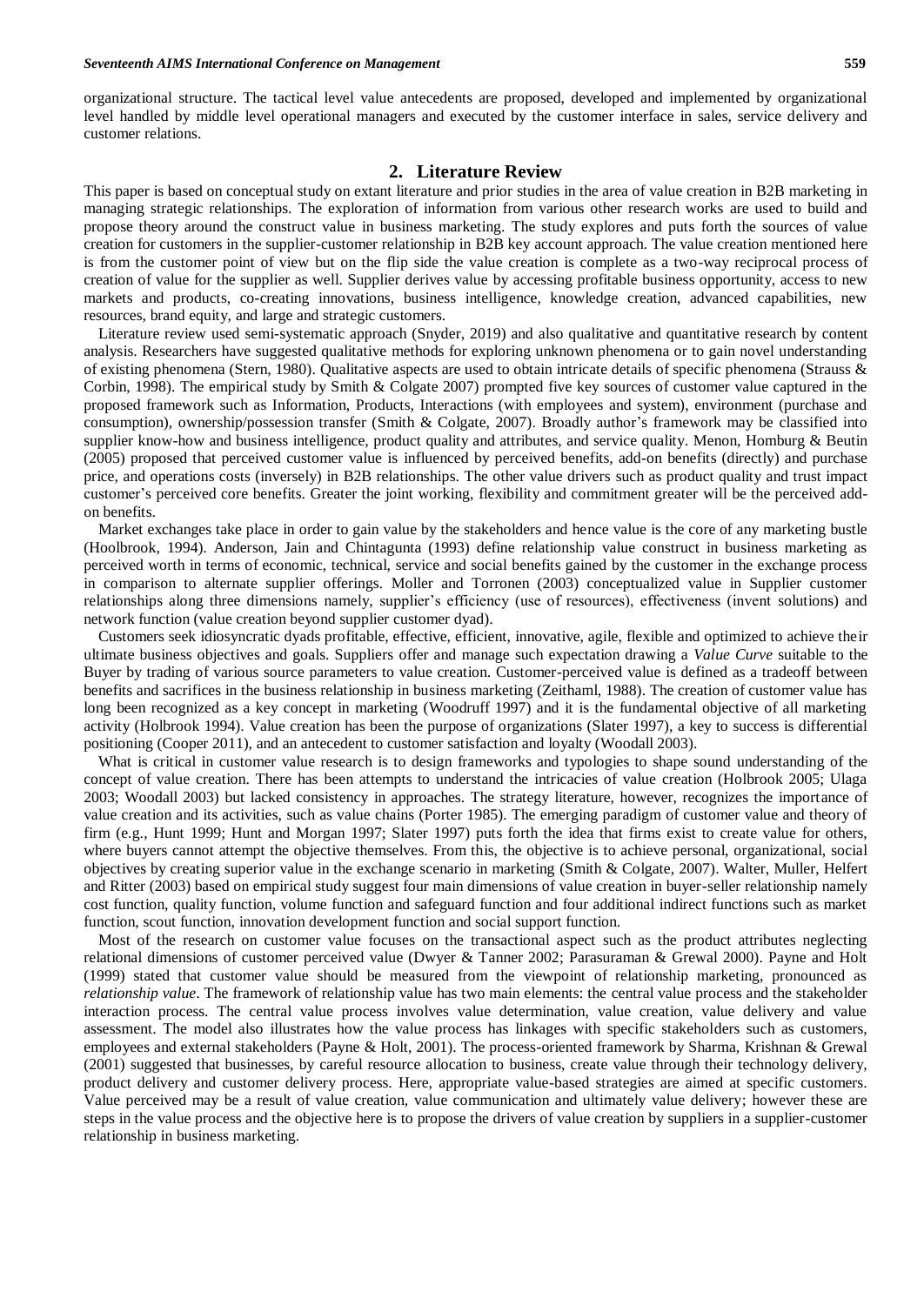organizational structure. The tactical level value antecedents are proposed, developed and implemented by organizational level handled by middle level operational managers and executed by the customer interface in sales, service delivery and customer relations.

## 2. Literature Review

This paper is based on conceptual study on extant literature and prior studies in the area of value creation in B2B marketing in managing strategic relationships. The exploration of information from various other research works are used to build and propose theory around the construct value in business marketing. The study explores and puts forth the sources of value creation for customers in the supplier-customer relationship in B2B key account approach. The value creation mentioned here is from the customer point of view but on the flip side the value creation is complete as a two-way reciprocal process of creation of value for the supplier as well. Supplier derives value by accessing profitable business opportunity, access to new markets and products, co-creating innovations, business intelligence, knowledge creation, advanced capabilities, new resources, brand equity, and large and strategic customers.

Literature review used semi-systematic approach (Snyder, 2019) and also qualitative and quantitative research by content analysis. Researchers have suggested qualitative methods for exploring unknown phenomena or to gain novel understanding of existing phenomena (Stern, 1980). Qualitative aspects are used to obtain intricate details of specific phenomena (Strauss & Corbin, 1998). The empirical study by Smith & Colgate 2007) prompted five key sources of customer value captured in the proposed framework such as Information, Products, Interactions (with employees and system), environment (purchase and consumption), ownership/possession transfer (Smith & Colgate, 2007). Broadly author's framework may be classified into supplier know-how and business intelligence, product quality and attributes, and service quality. Menon, Homburg & Beutin (2005) proposed that perceived customer value is influenced by perceived benefits, add-on benefits (directly) and purchase price, and operations costs (inversely) in B2B relationships. The other value drivers such as product quality and trust impact customer's perceived core benefits. Greater the joint working, flexibility and commitment greater will be the perceived add-on benefits.

Market exchanges take place in order to gain value by the stakeholders and hence value is the core of any marketing bustle (Hoolbrook, 1994). Anderson, Jain and Chintagunta (1993) define relationship value construct in business marketing as perceived worth in terms of economic, technical, service and social benefits gained by the customer in the exchange process in comparison to alternate supplier offerings. Moller and Torronen (2003) conceptualized value in Supplier customer relationships along three dimensions namely, supplier's efficiency (use of resources), effectiveness (invent solutions) and network function (value creation beyond supplier customer dyad).

Customers seek idiosyncratic dyads profitable, effective, efficient, innovative, agile, flexible and optimized to achieve their ultimate business objectives and goals. Suppliers offer and manage such expectation drawing a *Value Curve* suitable to the Buyer by trading of various source parameters to value creation. Customer-perceived value is defined as a tradeoff between benefits and sacrifices in the business relationship in business marketing (Zeithaml, 1988). The creation of customer value has long been recognized as a key concept in marketing (Woodruff 1997) and it is the fundamental objective of all marketing activity (Holbrook 1994). Value creation has been the purpose of organizations (Slater 1997), a key to success is differential positioning (Cooper 2011), and an antecedent to customer satisfaction and loyalty (Woodall 2003).

What is critical in customer value research is to design frameworks and typologies to shape sound understanding of the concept of value creation. There has been attempts to understand the intricacies of value creation (Holbrook 2005; Ulaga 2003; Woodall 2003) but lacked consistency in approaches. The strategy literature, however, recognizes the importance of value creation and its activities, such as value chains (Porter 1985). The emerging paradigm of customer value and theory of firm (e.g., Hunt 1999; Hunt and Morgan 1997; Slater 1997) puts forth the idea that firms exist to create value for others, where buyers cannot attempt the objective themselves. From this, the objective is to achieve personal, organizational, social objectives by creating superior value in the exchange scenario in marketing (Smith & Colgate, 2007). Walter, Muller, Helfert and Ritter (2003) based on empirical study suggest four main dimensions of value creation in buyer-seller relationship namely cost function, quality function, volume function and safeguard function and four additional indirect functions such as market function, scout function, innovation development function and social support function.

Most of the research on customer value focuses on the transactional aspect such as the product attributes neglecting relational dimensions of customer perceived value (Dwyer & Tanner 2002; Parasuraman & Grewal 2000). Payne and Holt (1999) stated that customer value should be measured from the viewpoint of relationship marketing, pronounced as *relationship value*. The framework of relationship value has two main elements: the central value process and the stakeholder interaction process. The central value process involves value determination, value creation, value delivery and value assessment. The model also illustrates how the value process has linkages with specific stakeholders such as customers, employees and external stakeholders (Payne & Holt, 2001). The process-oriented framework by Sharma, Krishnan & Grewal (2001) suggested that businesses, by careful resource allocation to business, create value through their technology delivery, product delivery and customer delivery process. Here, appropriate value-based strategies are aimed at specific customers. Value perceived may be a result of value creation, value communication and ultimately value delivery; however these are steps in the value process and the objective here is to propose the drivers of value creation by suppliers in a supplier-customer relationship in business marketing.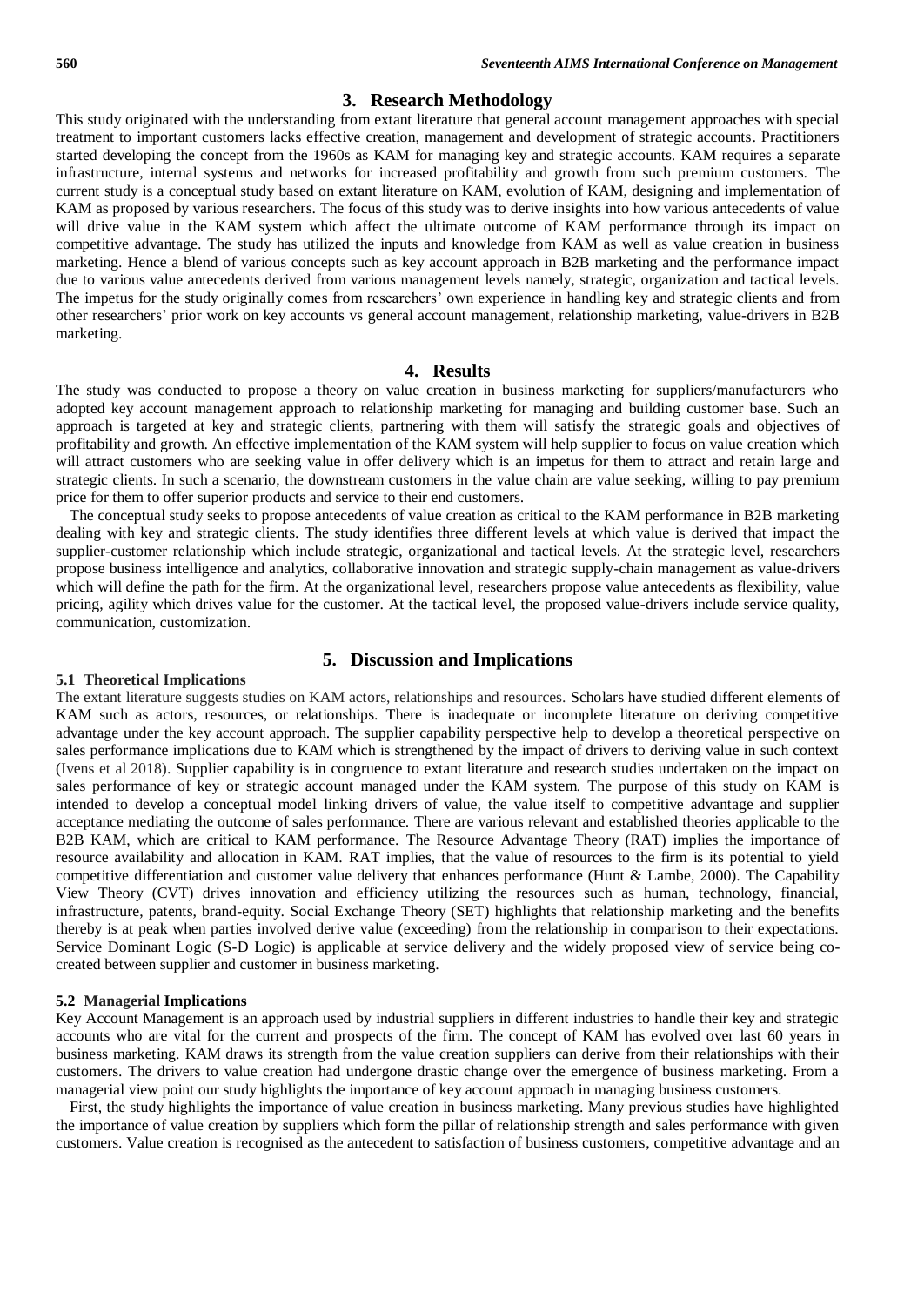## 3. Research Methodology

This study originated with the understanding from extant literature that general account management approaches with special treatment to important customers lacks effective creation, management and development of strategic accounts. Practitioners started developing the concept from the 1960s as KAM for managing key and strategic accounts. KAM requires a separate infrastructure, internal systems and networks for increased profitability and growth from such premium customers. The current study is a conceptual study based on extant literature on KAM, evolution of KAM, designing and implementation of KAM as proposed by various researchers. The focus of this study was to derive insights into how various antecedents of value will drive value in the KAM system which affect the ultimate outcome of KAM performance through its impact on competitive advantage. The study has utilized the inputs and knowledge from KAM as well as value creation in business marketing. Hence a blend of various concepts such as key account approach in B2B marketing and the performance impact due to various value antecedents derived from various management levels namely, strategic, organization and tactical levels. The impetus for the study originally comes from researchers' own experience in handling key and strategic clients and from other researchers' prior work on key accounts vs general account management, relationship marketing, value-drivers in B2B marketing.

## 4. Results

The study was conducted to propose a theory on value creation in business marketing for suppliers/manufacturers who adopted key account management approach to relationship marketing for managing and building customer base. Such an approach is targeted at key and strategic clients, partnering with them will satisfy the strategic goals and objectives of profitability and growth. An effective implementation of the KAM system will help supplier to focus on value creation which will attract customers who are seeking value in offer delivery which is an impetus for them to attract and retain large and strategic clients. In such a scenario, the downstream customers in the value chain are value seeking, willing to pay premium price for them to offer superior products and service to their end customers.

The conceptual study seeks to propose antecedents of value creation as critical to the KAM performance in B2B marketing dealing with key and strategic clients. The study identifies three different levels at which value is derived that impact the supplier-customer relationship which include strategic, organizational and tactical levels. At the strategic level, researchers propose business intelligence and analytics, collaborative innovation and strategic supply-chain management as value-drivers which will define the path for the firm. At the organizational level, researchers propose value antecedents as flexibility, value pricing, agility which drives value for the customer. At the tactical level, the proposed value-drivers include service quality, communication, customization.

## 5. Discussion and Implications

### 5.1 Theoretical Implications

The extant literature suggests studies on KAM actors, relationships and resources. Scholars have studied different elements of KAM such as actors, resources, or relationships. There is inadequate or incomplete literature on deriving competitive advantage under the key account approach. The supplier capability perspective help to develop a theoretical perspective on sales performance implications due to KAM which is strengthened by the impact of drivers to deriving value in such context (Ivens et al 2018). Supplier capability is in congruence to extant literature and research studies undertaken on the impact on sales performance of key or strategic account managed under the KAM system. The purpose of this study on KAM is intended to develop a conceptual model linking drivers of value, the value itself to competitive advantage and supplier acceptance mediating the outcome of sales performance. There are various relevant and established theories applicable to the B2B KAM, which are critical to KAM performance. The Resource Advantage Theory (RAT) implies the importance of resource availability and allocation in KAM. RAT implies, that the value of resources to the firm is its potential to yield competitive differentiation and customer value delivery that enhances performance (Hunt & Lambe, 2000). The Capability View Theory (CVT) drives innovation and efficiency utilizing the resources such as human, technology, financial, infrastructure, patents, brand-equity. Social Exchange Theory (SET) highlights that relationship marketing and the benefits thereby is at peak when parties involved derive value (exceeding) from the relationship in comparison to their expectations. Service Dominant Logic (S-D Logic) is applicable at service delivery and the widely proposed view of service being co-created between supplier and customer in business marketing.

### 5.2 Managerial Implications

Key Account Management is an approach used by industrial suppliers in different industries to handle their key and strategic accounts who are vital for the current and prospects of the firm. The concept of KAM has evolved over last 60 years in business marketing. KAM draws its strength from the value creation suppliers can derive from their relationships with their customers. The drivers to value creation had undergone drastic change over the emergence of business marketing. From a managerial view point our study highlights the importance of key account approach in managing business customers.

First, the study highlights the importance of value creation in business marketing. Many previous studies have highlighted the importance of value creation by suppliers which form the pillar of relationship strength and sales performance with given customers. Value creation is recognised as the antecedent to satisfaction of business customers, competitive advantage and an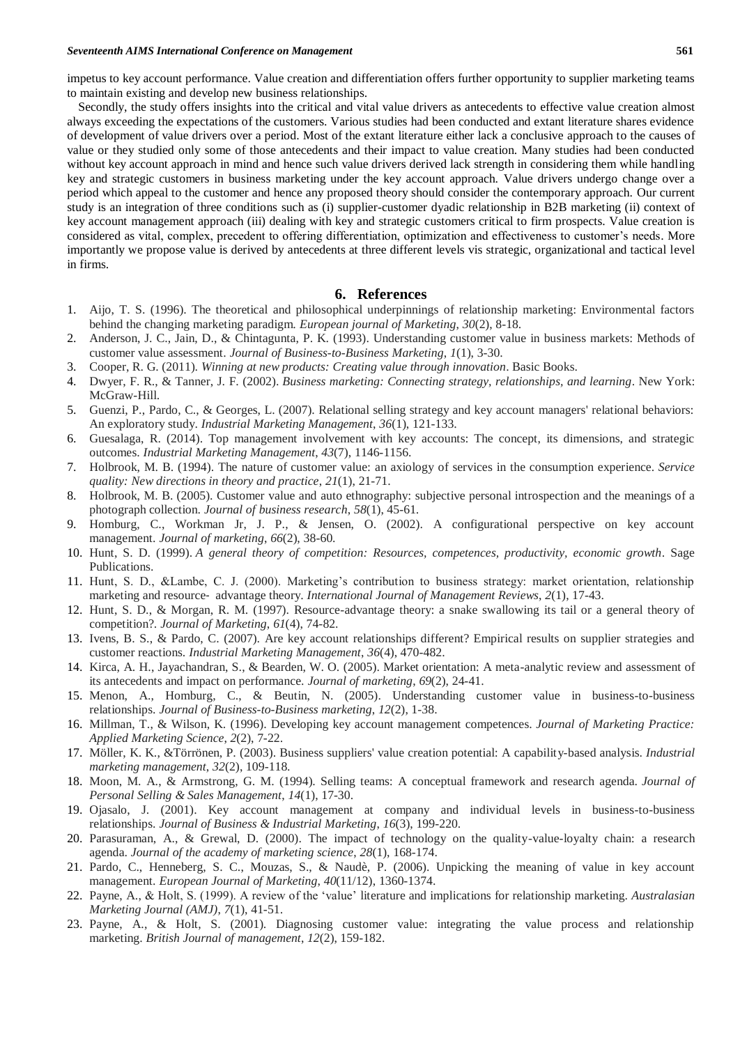impetus to key account performance. Value creation and differentiation offers further opportunity to supplier marketing teams to maintain existing and develop new business relationships.

Secondly, the study offers insights into the critical and vital value drivers as antecedents to effective value creation almost always exceeding the expectations of the customers. Various studies had been conducted and extant literature shares evidence of development of value drivers over a period. Most of the extant literature either lack a conclusive approach to the causes of value or they studied only some of those antecedents and their impact to value creation. Many studies had been conducted without key account approach in mind and hence such value drivers derived lack strength in considering them while handling key and strategic customers in business marketing under the key account approach. Value drivers undergo change over a period which appeal to the customer and hence any proposed theory should consider the contemporary approach. Our current study is an integration of three conditions such as (i) supplier-customer dyadic relationship in B2B marketing (ii) context of key account management approach (iii) dealing with key and strategic customers critical to firm prospects. Value creation is considered as vital, complex, precedent to offering differentiation, optimization and effectiveness to customer's needs. More importantly we propose value is derived by antecedents at three different levels vis strategic, organizational and tactical level in firms.

## 6. References

1. Aijo, T. S. (1996). The theoretical and philosophical underpinnings of relationship marketing: Environmental factors behind the changing marketing paradigm. *European journal of Marketing*, *30*(2), 8-18.
2. Anderson, J. C., Jain, D., & Chintagunta, P. K. (1993). Understanding customer value in business markets: Methods of customer value assessment. *Journal of Business-to-Business Marketing*, *1*(1), 3-30.
3. Cooper, R. G. (2011). *Winning at new products: Creating value through innovation*. Basic Books.
4. Dwyer, F. R., & Tanner, J. F. (2002). *Business marketing: Connecting strategy, relationships, and learning*. New York: McGraw-Hill.
5. Guenzi, P., Pardo, C., & Georges, L. (2007). Relational selling strategy and key account managers' relational behaviors: An exploratory study. *Industrial Marketing Management*, *36*(1), 121-133.
6. Guesalaga, R. (2014). Top management involvement with key accounts: The concept, its dimensions, and strategic outcomes. *Industrial Marketing Management*, *43*(7), 1146-1156.
7. Holbrook, M. B. (1994). The nature of customer value: an axiology of services in the consumption experience. *Service quality: New directions in theory and practice*, *21*(1), 21-71.
8. Holbrook, M. B. (2005). Customer value and auto ethnography: subjective personal introspection and the meanings of a photograph collection. *Journal of business research*, *58*(1), 45-61.
9. Homburg, C., Workman Jr, J. P., & Jensen, O. (2002). A configurational perspective on key account management. *Journal of marketing*, *66*(2), 38-60.
10. Hunt, S. D. (1999). *A general theory of competition: Resources, competences, productivity, economic growth*. Sage Publications.
11. Hunt, S. D., &Lambe, C. J. (2000). Marketing's contribution to business strategy: market orientation, relationship marketing and resource‐ advantage theory. *International Journal of Management Reviews*, *2*(1), 17-43.
12. Hunt, S. D., & Morgan, R. M. (1997). Resource-advantage theory: a snake swallowing its tail or a general theory of competition?. *Journal of Marketing*, *61*(4), 74-82.
13. Ivens, B. S., & Pardo, C. (2007). Are key account relationships different? Empirical results on supplier strategies and customer reactions. *Industrial Marketing Management*, *36*(4), 470-482.
14. Kirca, A. H., Jayachandran, S., & Bearden, W. O. (2005). Market orientation: A meta-analytic review and assessment of its antecedents and impact on performance. *Journal of marketing*, *69*(2), 24-41.
15. Menon, A., Homburg, C., & Beutin, N. (2005). Understanding customer value in business-to-business relationships. *Journal of Business-to-Business marketing*, *12*(2), 1-38.
16. Millman, T., & Wilson, K. (1996). Developing key account management competences. *Journal of Marketing Practice: Applied Marketing Science*, *2*(2), 7-22.
17. Möller, K. K., &Törrönen, P. (2003). Business suppliers' value creation potential: A capability-based analysis. *Industrial marketing management*, *32*(2), 109-118.
18. Moon, M. A., & Armstrong, G. M. (1994). Selling teams: A conceptual framework and research agenda. *Journal of Personal Selling & Sales Management*, *14*(1), 17-30.
19. Ojasalo, J. (2001). Key account management at company and individual levels in business-to-business relationships. *Journal of Business & Industrial Marketing*, *16*(3), 199-220.
20. Parasuraman, A., & Grewal, D. (2000). The impact of technology on the quality-value-loyalty chain: a research agenda. *Journal of the academy of marketing science*, *28*(1), 168-174.
21. Pardo, C., Henneberg, S. C., Mouzas, S., & Naudè, P. (2006). Unpicking the meaning of value in key account management. *European Journal of Marketing*, *40*(11/12), 1360-1374.
22. Payne, A., & Holt, S. (1999). A review of the 'value' literature and implications for relationship marketing. *Australasian Marketing Journal (AMJ)*, *7*(1), 41-51.
23. Payne, A., & Holt, S. (2001). Diagnosing customer value: integrating the value process and relationship marketing. *British Journal of management*, *12*(2), 159-182.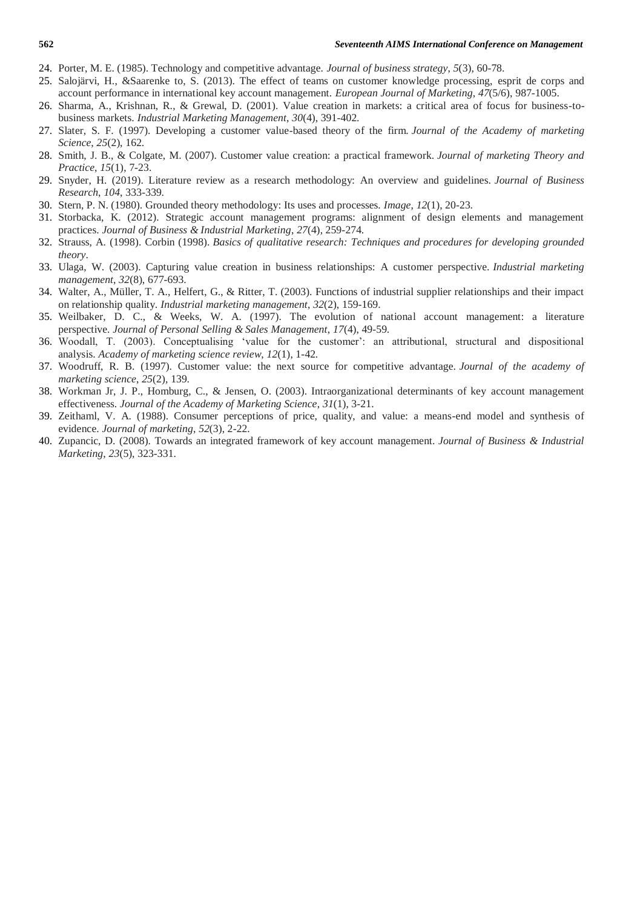24. Porter, M. E. (1985). Technology and competitive advantage. *Journal of business strategy*, *5*(3), 60-78.
25. Salojärvi, H., &Saarenke to, S. (2013). The effect of teams on customer knowledge processing, esprit de corps and account performance in international key account management. *European Journal of Marketing*, *47*(5/6), 987-1005.
26. Sharma, A., Krishnan, R., & Grewal, D. (2001). Value creation in markets: a critical area of focus for business-to-business markets. *Industrial Marketing Management*, *30*(4), 391-402.
27. Slater, S. F. (1997). Developing a customer value-based theory of the firm. *Journal of the Academy of marketing Science*, *25*(2), 162.
28. Smith, J. B., & Colgate, M. (2007). Customer value creation: a practical framework. *Journal of marketing Theory and Practice*, *15*(1), 7-23.
29. Snyder, H. (2019). Literature review as a research methodology: An overview and guidelines. *Journal of Business Research*, *104*, 333-339.
30. Stern, P. N. (1980). Grounded theory methodology: Its uses and processes. *Image*, *12*(1), 20-23.
31. Storbacka, K. (2012). Strategic account management programs: alignment of design elements and management practices. *Journal of Business & Industrial Marketing*, *27*(4), 259-274.
32. Strauss, A. (1998). Corbin (1998). *Basics of qualitative research: Techniques and procedures for developing grounded theory*.
33. Ulaga, W. (2003). Capturing value creation in business relationships: A customer perspective. *Industrial marketing management*, *32*(8), 677-693.
34. Walter, A., Müller, T. A., Helfert, G., & Ritter, T. (2003). Functions of industrial supplier relationships and their impact on relationship quality. *Industrial marketing management*, *32*(2), 159-169.
35. Weilbaker, D. C., & Weeks, W. A. (1997). The evolution of national account management: a literature perspective. *Journal of Personal Selling & Sales Management*, *17*(4), 49-59.
36. Woodall, T. (2003). Conceptualising 'value for the customer': an attributional, structural and dispositional analysis. *Academy of marketing science review*, *12*(1), 1-42.
37. Woodruff, R. B. (1997). Customer value: the next source for competitive advantage. *Journal of the academy of marketing science*, *25*(2), 139.
38. Workman Jr, J. P., Homburg, C., & Jensen, O. (2003). Intraorganizational determinants of key account management effectiveness. *Journal of the Academy of Marketing Science*, *31*(1), 3-21.
39. Zeithaml, V. A. (1988). Consumer perceptions of price, quality, and value: a means-end model and synthesis of evidence. *Journal of marketing*, *52*(3), 2-22.
40. Zupancic, D. (2008). Towards an integrated framework of key account management. *Journal of Business & Industrial Marketing*, *23*(5), 323-331.